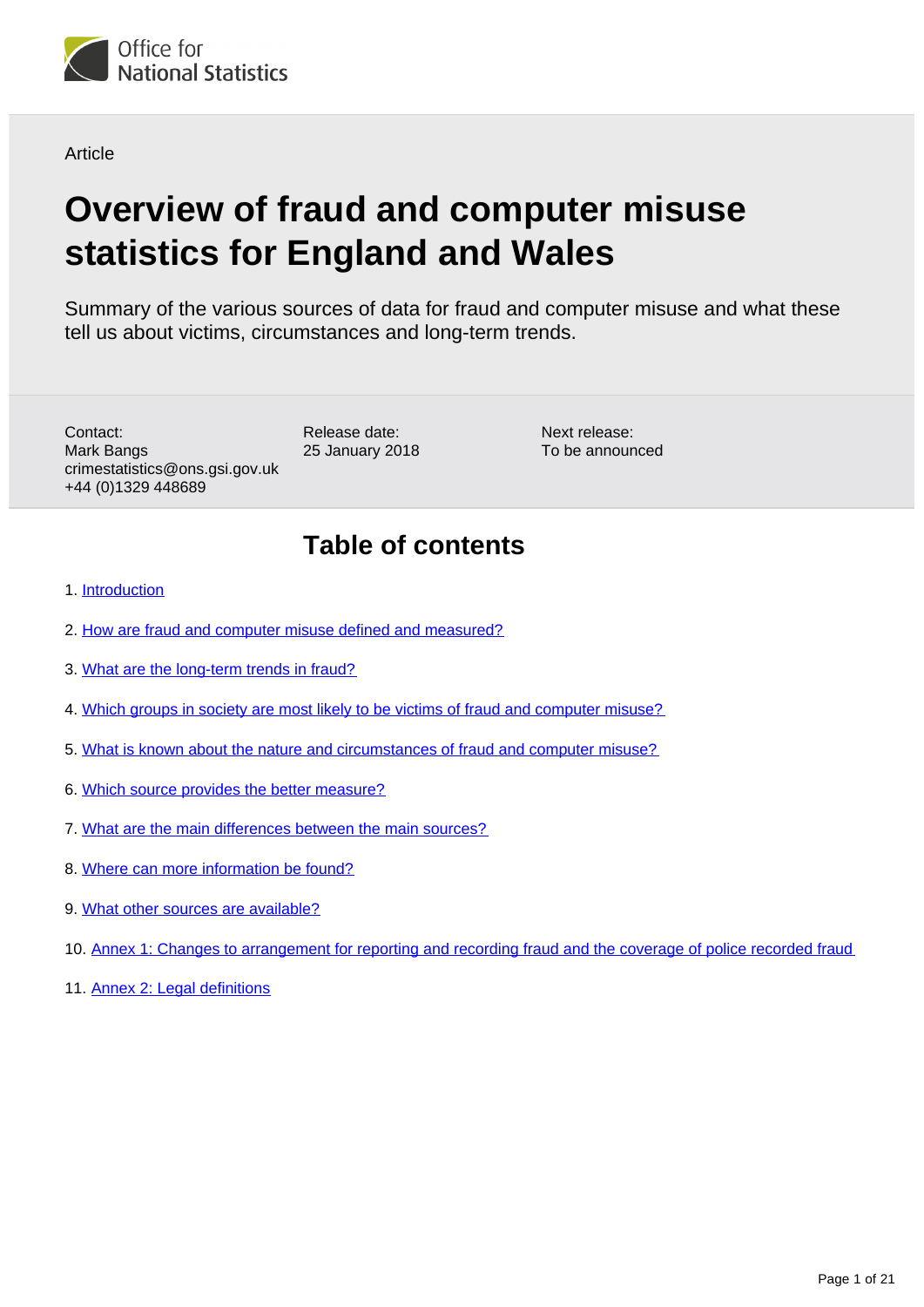Office for National Statistics

Article

# Overview of fraud and computer misuse statistics for England and Wales

Summary of the various sources of data for fraud and computer misuse and what these tell us about victims, circumstances and long-term trends.

Contact:
Mark Bangs
crimestatistics@ons.gsi.gov.uk
+44 (0)1329 448689

Release date:
25 January 2018

Next release:
To be announced

## Table of contents

1. Introduction
2. How are fraud and computer misuse defined and measured?
3. What are the long-term trends in fraud?
4. Which groups in society are most likely to be victims of fraud and computer misuse?
5. What is known about the nature and circumstances of fraud and computer misuse?
6. Which source provides the better measure?
7. What are the main differences between the main sources?
8. Where can more information be found?
9. What other sources are available?
10. Annex 1: Changes to arrangement for reporting and recording fraud and the coverage of police recorded fraud
11. Annex 2: Legal definitions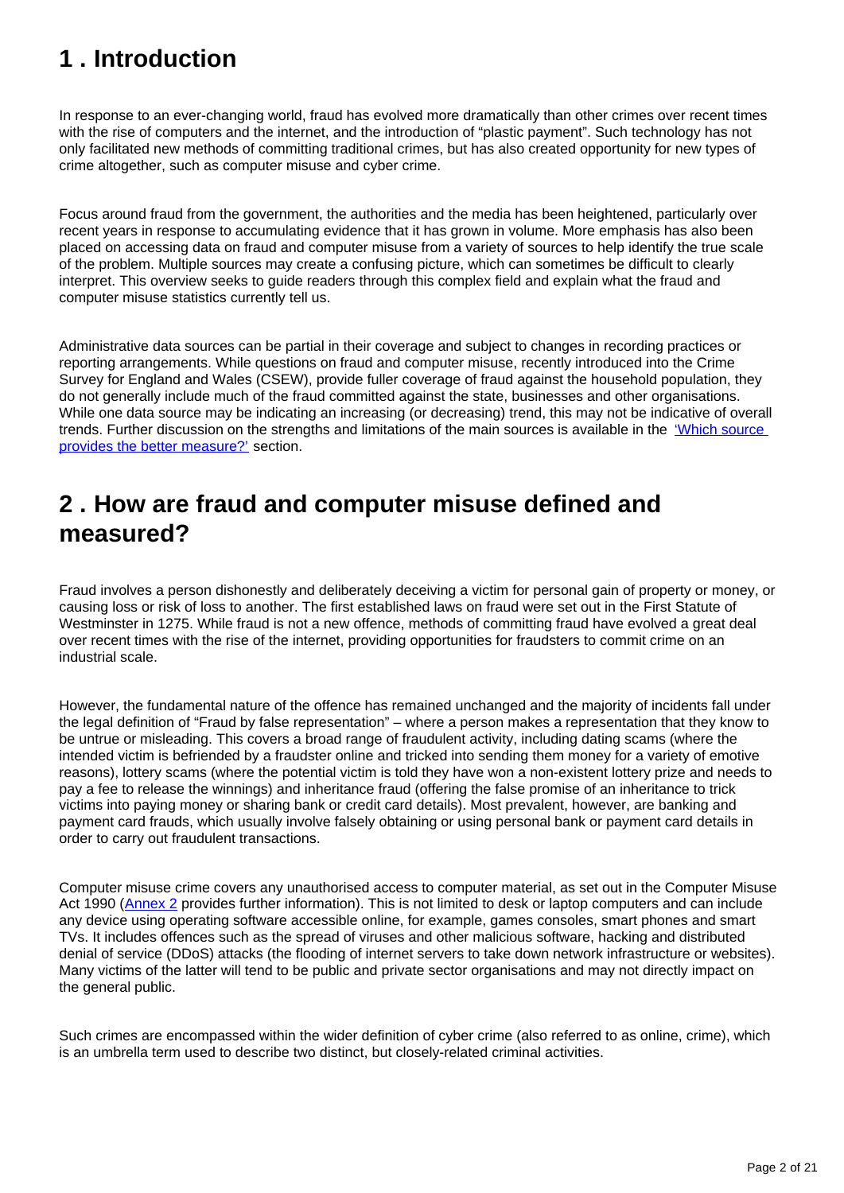## 1 . Introduction

In response to an ever-changing world, fraud has evolved more dramatically than other crimes over recent times with the rise of computers and the internet, and the introduction of “plastic payment”. Such technology has not only facilitated new methods of committing traditional crimes, but has also created opportunity for new types of crime altogether, such as computer misuse and cyber crime.

Focus around fraud from the government, the authorities and the media has been heightened, particularly over recent years in response to accumulating evidence that it has grown in volume. More emphasis has also been placed on accessing data on fraud and computer misuse from a variety of sources to help identify the true scale of the problem. Multiple sources may create a confusing picture, which can sometimes be difficult to clearly interpret. This overview seeks to guide readers through this complex field and explain what the fraud and computer misuse statistics currently tell us.

Administrative data sources can be partial in their coverage and subject to changes in recording practices or reporting arrangements. While questions on fraud and computer misuse, recently introduced into the Crime Survey for England and Wales (CSEW), provide fuller coverage of fraud against the household population, they do not generally include much of the fraud committed against the state, businesses and other organisations. While one data source may be indicating an increasing (or decreasing) trend, this may not be indicative of overall trends. Further discussion on the strengths and limitations of the main sources is available in the ‘Which source provides the better measure?’ section.

## 2 . How are fraud and computer misuse defined and measured?

Fraud involves a person dishonestly and deliberately deceiving a victim for personal gain of property or money, or causing loss or risk of loss to another. The first established laws on fraud were set out in the First Statute of Westminster in 1275. While fraud is not a new offence, methods of committing fraud have evolved a great deal over recent times with the rise of the internet, providing opportunities for fraudsters to commit crime on an industrial scale.

However, the fundamental nature of the offence has remained unchanged and the majority of incidents fall under the legal definition of “Fraud by false representation” – where a person makes a representation that they know to be untrue or misleading. This covers a broad range of fraudulent activity, including dating scams (where the intended victim is befriended by a fraudster online and tricked into sending them money for a variety of emotive reasons), lottery scams (where the potential victim is told they have won a non-existent lottery prize and needs to pay a fee to release the winnings) and inheritance fraud (offering the false promise of an inheritance to trick victims into paying money or sharing bank or credit card details). Most prevalent, however, are banking and payment card frauds, which usually involve falsely obtaining or using personal bank or payment card details in order to carry out fraudulent transactions.

Computer misuse crime covers any unauthorised access to computer material, as set out in the Computer Misuse Act 1990 (Annex 2 provides further information). This is not limited to desk or laptop computers and can include any device using operating software accessible online, for example, games consoles, smart phones and smart TVs. It includes offences such as the spread of viruses and other malicious software, hacking and distributed denial of service (DDoS) attacks (the flooding of internet servers to take down network infrastructure or websites). Many victims of the latter will tend to be public and private sector organisations and may not directly impact on the general public.

Such crimes are encompassed within the wider definition of cyber crime (also referred to as online, crime), which is an umbrella term used to describe two distinct, but closely-related criminal activities.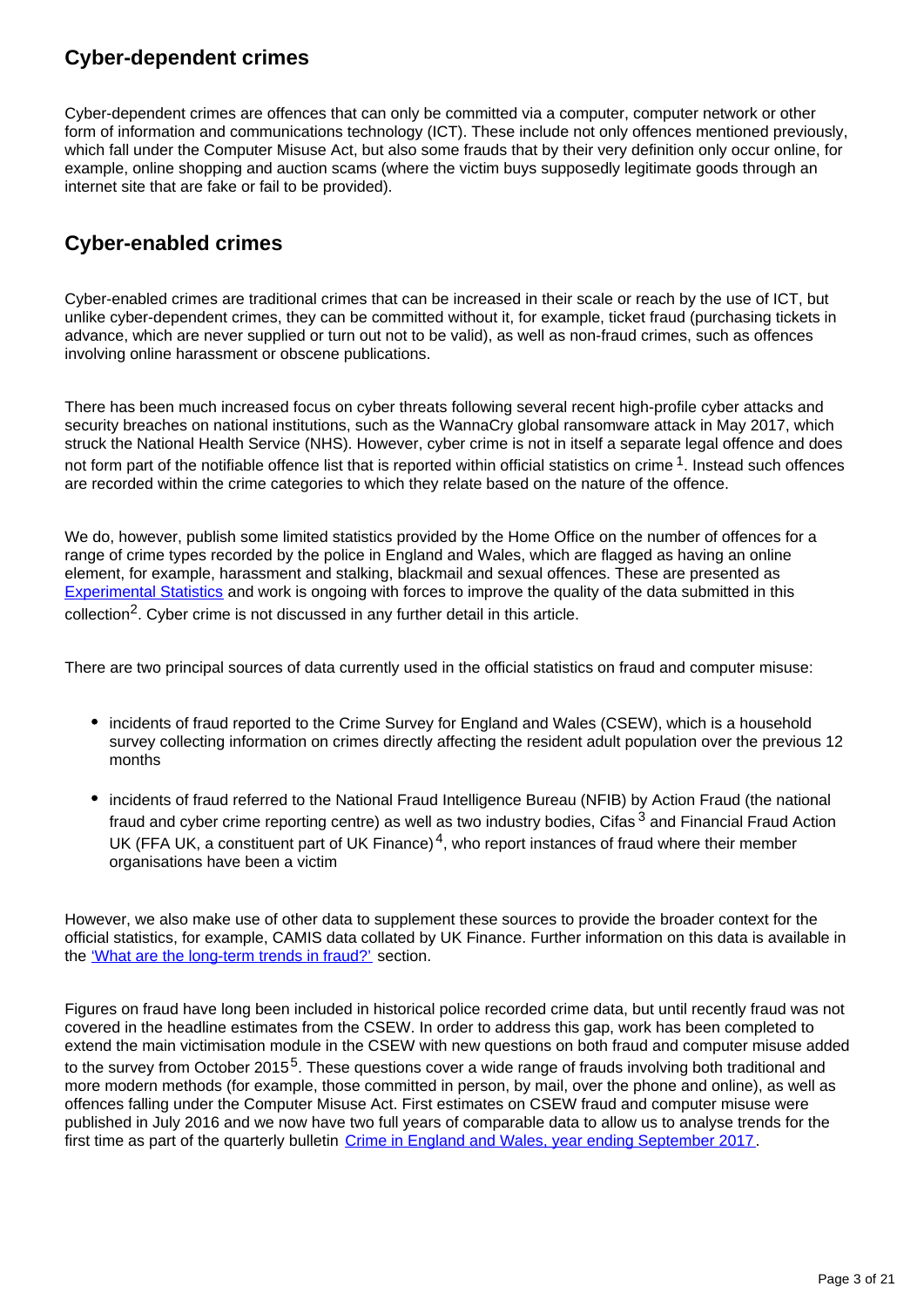## Cyber-dependent crimes

Cyber-dependent crimes are offences that can only be committed via a computer, computer network or other form of information and communications technology (ICT). These include not only offences mentioned previously, which fall under the Computer Misuse Act, but also some frauds that by their very definition only occur online, for example, online shopping and auction scams (where the victim buys supposedly legitimate goods through an internet site that are fake or fail to be provided).

## Cyber-enabled crimes

Cyber-enabled crimes are traditional crimes that can be increased in their scale or reach by the use of ICT, but unlike cyber-dependent crimes, they can be committed without it, for example, ticket fraud (purchasing tickets in advance, which are never supplied or turn out not to be valid), as well as non-fraud crimes, such as offences involving online harassment or obscene publications.

There has been much increased focus on cyber threats following several recent high-profile cyber attacks and security breaches on national institutions, such as the WannaCry global ransomware attack in May 2017, which struck the National Health Service (NHS). However, cyber crime is not in itself a separate legal offence and does not form part of the notifiable offence list that is reported within official statistics on crime [1]. Instead such offences are recorded within the crime categories to which they relate based on the nature of the offence.

We do, however, publish some limited statistics provided by the Home Office on the number of offences for a range of crime types recorded by the police in England and Wales, which are flagged as having an online element, for example, harassment and stalking, blackmail and sexual offences. These are presented as [Experimental Statistics](#) and work is ongoing with forces to improve the quality of the data submitted in this collection[2]. Cyber crime is not discussed in any further detail in this article.

There are two principal sources of data currently used in the official statistics on fraud and computer misuse:

- incidents of fraud reported to the Crime Survey for England and Wales (CSEW), which is a household survey collecting information on crimes directly affecting the resident adult population over the previous 12 months
- incidents of fraud referred to the National Fraud Intelligence Bureau (NFIB) by Action Fraud (the national fraud and cyber crime reporting centre) as well as two industry bodies, Cifas [3] and Financial Fraud Action UK (FFA UK, a constituent part of UK Finance) [4], who report instances of fraud where their member organisations have been a victim

However, we also make use of other data to supplement these sources to provide the broader context for the official statistics, for example, CAMIS data collated by UK Finance. Further information on this data is available in the ['What are the long-term trends in fraud?'](#) section.

Figures on fraud have long been included in historical police recorded crime data, but until recently fraud was not covered in the headline estimates from the CSEW. In order to address this gap, work has been completed to extend the main victimisation module in the CSEW with new questions on both fraud and computer misuse added to the survey from October 2015[5]. These questions cover a wide range of frauds involving both traditional and more modern methods (for example, those committed in person, by mail, over the phone and online), as well as offences falling under the Computer Misuse Act. First estimates on CSEW fraud and computer misuse were published in July 2016 and we now have two full years of comparable data to allow us to analyse trends for the first time as part of the quarterly bulletin [Crime in England and Wales, year ending September 2017](#).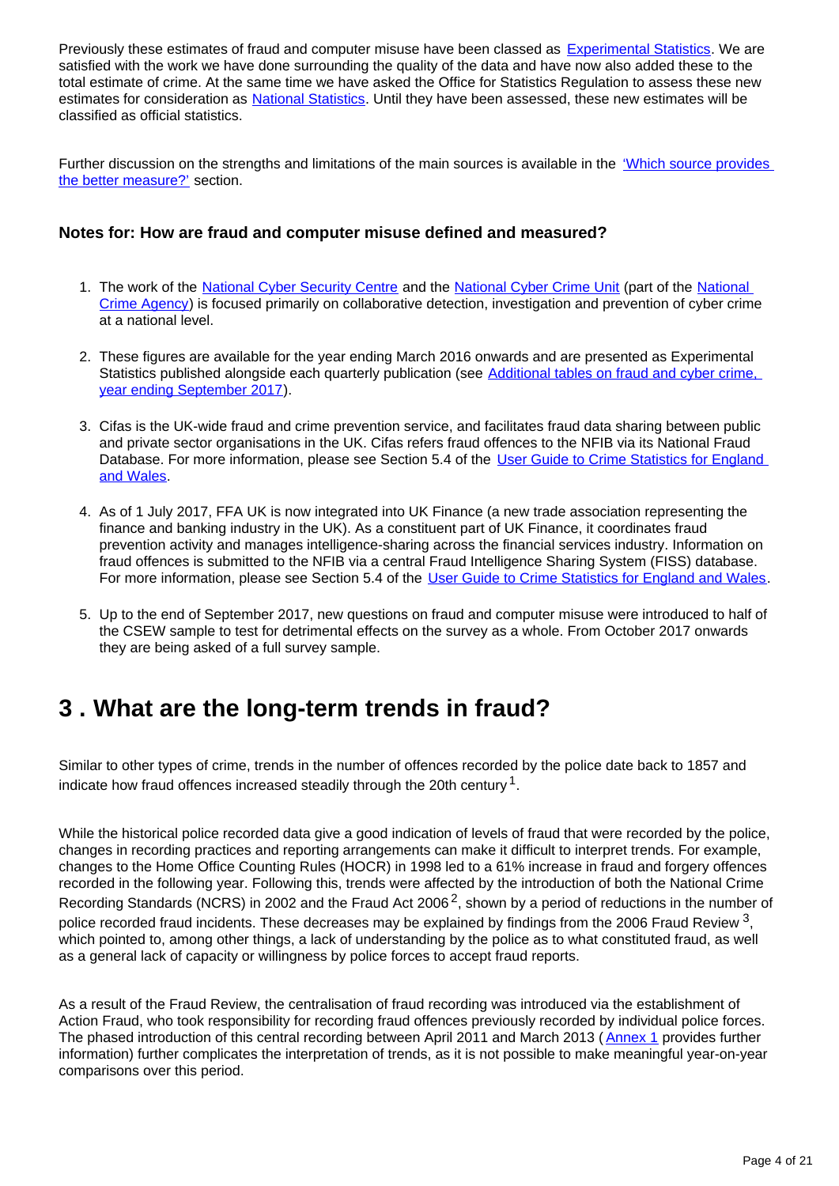Previously these estimates of fraud and computer misuse have been classed as Experimental Statistics. We are satisfied with the work we have done surrounding the quality of the data and have now also added these to the total estimate of crime. At the same time we have asked the Office for Statistics Regulation to assess these new estimates for consideration as National Statistics. Until they have been assessed, these new estimates will be classified as official statistics.

Further discussion on the strengths and limitations of the main sources is available in the 'Which source provides the better measure?' section.

### Notes for: How are fraud and computer misuse defined and measured?

1. The work of the National Cyber Security Centre and the National Cyber Crime Unit (part of the National Crime Agency) is focused primarily on collaborative detection, investigation and prevention of cyber crime at a national level.

2. These figures are available for the year ending March 2016 onwards and are presented as Experimental Statistics published alongside each quarterly publication (see Additional tables on fraud and cyber crime, year ending September 2017).

3. Cifas is the UK-wide fraud and crime prevention service, and facilitates fraud data sharing between public and private sector organisations in the UK. Cifas refers fraud offences to the NFIB via its National Fraud Database. For more information, please see Section 5.4 of the User Guide to Crime Statistics for England and Wales.

4. As of 1 July 2017, FFA UK is now integrated into UK Finance (a new trade association representing the finance and banking industry in the UK). As a constituent part of UK Finance, it coordinates fraud prevention activity and manages intelligence-sharing across the financial services industry. Information on fraud offences is submitted to the NFIB via a central Fraud Intelligence Sharing System (FISS) database. For more information, please see Section 5.4 of the User Guide to Crime Statistics for England and Wales.

5. Up to the end of September 2017, new questions on fraud and computer misuse were introduced to half of the CSEW sample to test for detrimental effects on the survey as a whole. From October 2017 onwards they are being asked of a full survey sample.

## 3 . What are the long-term trends in fraud?

Similar to other types of crime, trends in the number of offences recorded by the police date back to 1857 and indicate how fraud offences increased steadily through the 20th century[1].

While the historical police recorded data give a good indication of levels of fraud that were recorded by the police, changes in recording practices and reporting arrangements can make it difficult to interpret trends. For example, changes to the Home Office Counting Rules (HOCR) in 1998 led to a 61% increase in fraud and forgery offences recorded in the following year. Following this, trends were affected by the introduction of both the National Crime Recording Standards (NCRS) in 2002 and the Fraud Act 2006[2], shown by a period of reductions in the number of police recorded fraud incidents. These decreases may be explained by findings from the 2006 Fraud Review[3], which pointed to, among other things, a lack of understanding by the police as to what constituted fraud, as well as a general lack of capacity or willingness by police forces to accept fraud reports.

As a result of the Fraud Review, the centralisation of fraud recording was introduced via the establishment of Action Fraud, who took responsibility for recording fraud offences previously recorded by individual police forces. The phased introduction of this central recording between April 2011 and March 2013 (Annex 1 provides further information) further complicates the interpretation of trends, as it is not possible to make meaningful year-on-year comparisons over this period.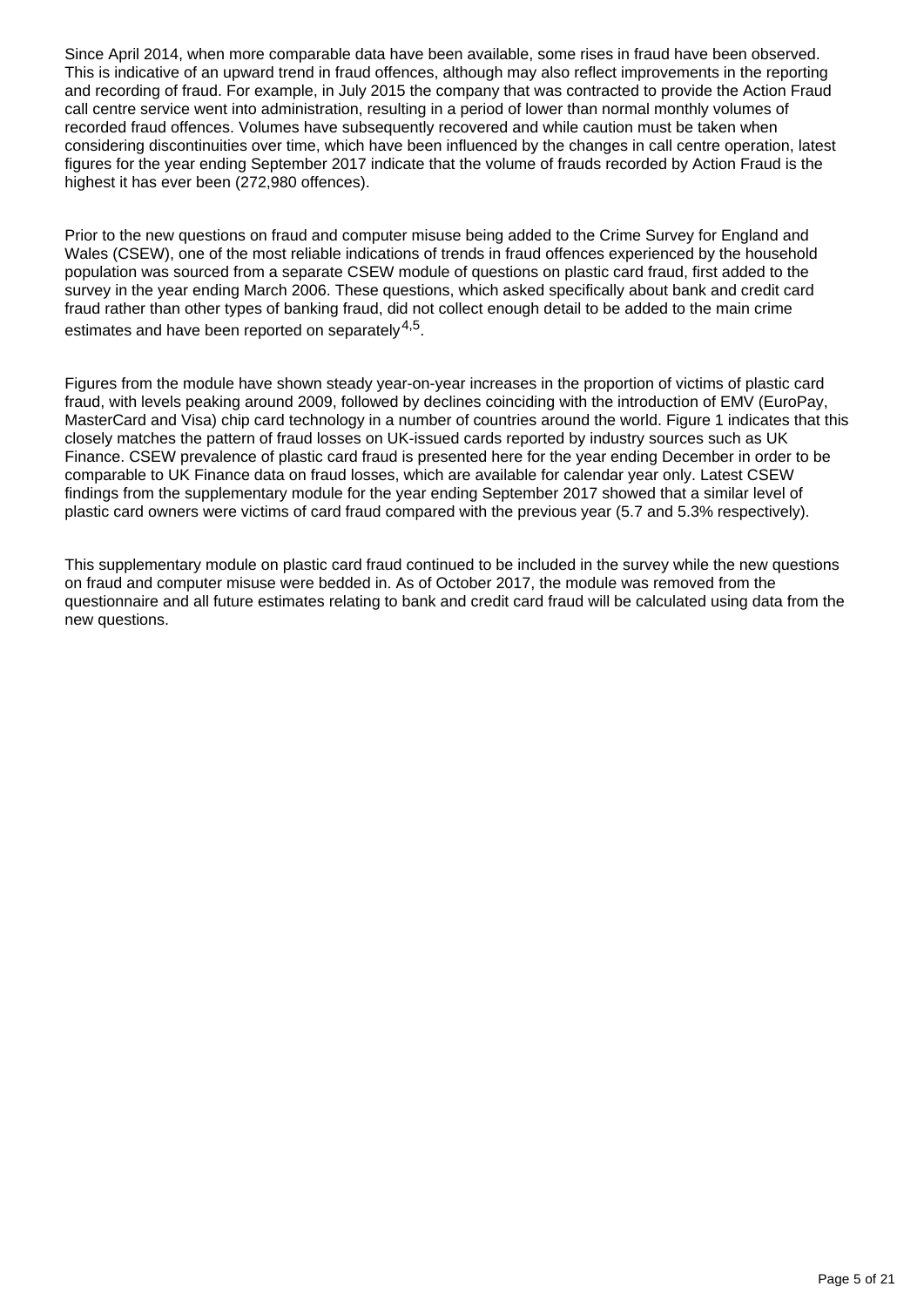Since April 2014, when more comparable data have been available, some rises in fraud have been observed. This is indicative of an upward trend in fraud offences, although may also reflect improvements in the reporting and recording of fraud. For example, in July 2015 the company that was contracted to provide the Action Fraud call centre service went into administration, resulting in a period of lower than normal monthly volumes of recorded fraud offences. Volumes have subsequently recovered and while caution must be taken when considering discontinuities over time, which have been influenced by the changes in call centre operation, latest figures for the year ending September 2017 indicate that the volume of frauds recorded by Action Fraud is the highest it has ever been (272,980 offences).

Prior to the new questions on fraud and computer misuse being added to the Crime Survey for England and Wales (CSEW), one of the most reliable indications of trends in fraud offences experienced by the household population was sourced from a separate CSEW module of questions on plastic card fraud, first added to the survey in the year ending March 2006. These questions, which asked specifically about bank and credit card fraud rather than other types of banking fraud, did not collect enough detail to be added to the main crime estimates and have been reported on separately[4,5].

Figures from the module have shown steady year-on-year increases in the proportion of victims of plastic card fraud, with levels peaking around 2009, followed by declines coinciding with the introduction of EMV (EuroPay, MasterCard and Visa) chip card technology in a number of countries around the world. Figure 1 indicates that this closely matches the pattern of fraud losses on UK-issued cards reported by industry sources such as UK Finance. CSEW prevalence of plastic card fraud is presented here for the year ending December in order to be comparable to UK Finance data on fraud losses, which are available for calendar year only. Latest CSEW findings from the supplementary module for the year ending September 2017 showed that a similar level of plastic card owners were victims of card fraud compared with the previous year (5.7 and 5.3% respectively).

This supplementary module on plastic card fraud continued to be included in the survey while the new questions on fraud and computer misuse were bedded in. As of October 2017, the module was removed from the questionnaire and all future estimates relating to bank and credit card fraud will be calculated using data from the new questions.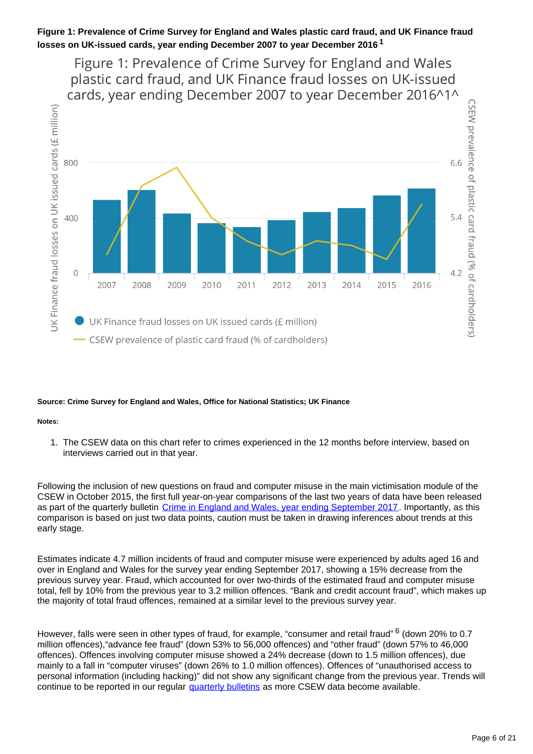**Figure 1: Prevalence of Crime Survey for England and Wales plastic card fraud, and UK Finance fraud losses on UK-issued cards, year ending December 2007 to year December 2016**[1]

**Source: Crime Survey for England and Wales, Office for National Statistics; UK Finance**

**Notes:**

1. The CSEW data on this chart refer to crimes experienced in the 12 months before interview, based on interviews carried out in that year.

Following the inclusion of new questions on fraud and computer misuse in the main victimisation module of the CSEW in October 2015, the first full year-on-year comparisons of the last two years of data have been released as part of the quarterly bulletin [Crime in England and Wales, year ending September 2017](). Importantly, as this comparison is based on just two data points, caution must be taken in drawing inferences about trends at this early stage.

Estimates indicate 4.7 million incidents of fraud and computer misuse were experienced by adults aged 16 and over in England and Wales for the survey year ending September 2017, showing a 15% decrease from the previous survey year. Fraud, which accounted for over two-thirds of the estimated fraud and computer misuse total, fell by 10% from the previous year to 3.2 million offences. "Bank and credit account fraud", which makes up the majority of total fraud offences, remained at a similar level to the previous survey year.

However, falls were seen in other types of fraud, for example, "consumer and retail fraud"[6] (down 20% to 0.7 million offences),"advance fee fraud" (down 53% to 56,000 offences) and "other fraud" (down 57% to 46,000 offences). Offences involving computer misuse showed a 24% decrease (down to 1.5 million offences), due mainly to a fall in "computer viruses" (down 26% to 1.0 million offences). Offences of "unauthorised access to personal information (including hacking)" did not show any significant change from the previous year. Trends will continue to be reported in our regular [quarterly bulletins]() as more CSEW data become available.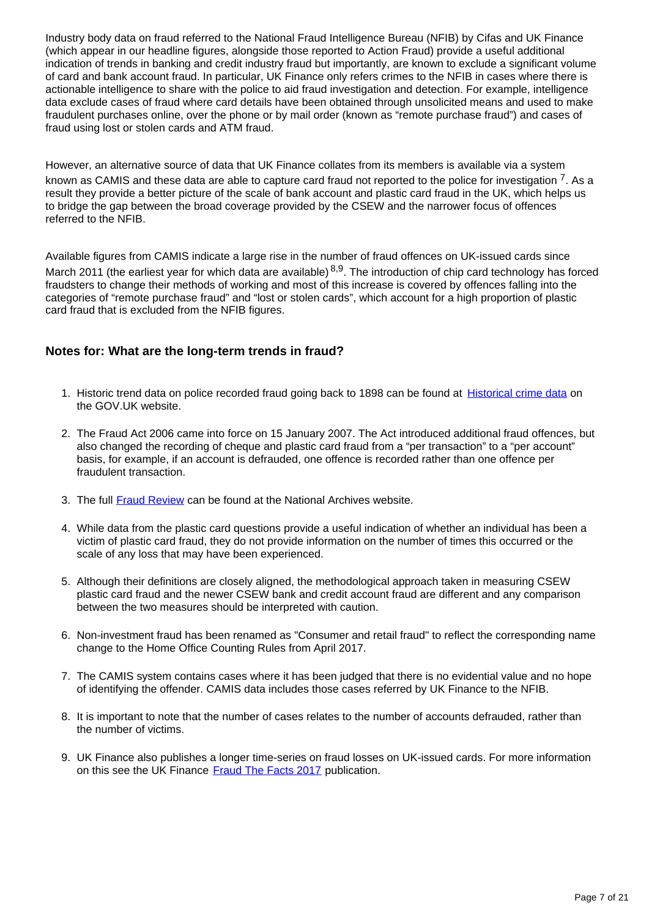Industry body data on fraud referred to the National Fraud Intelligence Bureau (NFIB) by Cifas and UK Finance (which appear in our headline figures, alongside those reported to Action Fraud) provide a useful additional indication of trends in banking and credit industry fraud but importantly, are known to exclude a significant volume of card and bank account fraud. In particular, UK Finance only refers crimes to the NFIB in cases where there is actionable intelligence to share with the police to aid fraud investigation and detection. For example, intelligence data exclude cases of fraud where card details have been obtained through unsolicited means and used to make fraudulent purchases online, over the phone or by mail order (known as "remote purchase fraud") and cases of fraud using lost or stolen cards and ATM fraud.

However, an alternative source of data that UK Finance collates from its members is available via a system known as CAMIS and these data are able to capture card fraud not reported to the police for investigation [7]. As a result they provide a better picture of the scale of bank account and plastic card fraud in the UK, which helps us to bridge the gap between the broad coverage provided by the CSEW and the narrower focus of offences referred to the NFIB.

Available figures from CAMIS indicate a large rise in the number of fraud offences on UK-issued cards since March 2011 (the earliest year for which data are available) [8,9]. The introduction of chip card technology has forced fraudsters to change their methods of working and most of this increase is covered by offences falling into the categories of "remote purchase fraud" and "lost or stolen cards", which account for a high proportion of plastic card fraud that is excluded from the NFIB figures.

### Notes for: What are the long-term trends in fraud?

1. Historic trend data on police recorded fraud going back to 1898 can be found at [Historical crime data] on the GOV.UK website.

2. The Fraud Act 2006 came into force on 15 January 2007. The Act introduced additional fraud offences, but also changed the recording of cheque and plastic card fraud from a "per transaction" to a "per account" basis, for example, if an account is defrauded, one offence is recorded rather than one offence per fraudulent transaction.

3. The full [Fraud Review] can be found at the National Archives website.

4. While data from the plastic card questions provide a useful indication of whether an individual has been a victim of plastic card fraud, they do not provide information on the number of times this occurred or the scale of any loss that may have been experienced.

5. Although their definitions are closely aligned, the methodological approach taken in measuring CSEW plastic card fraud and the newer CSEW bank and credit account fraud are different and any comparison between the two measures should be interpreted with caution.

6. Non-investment fraud has been renamed as "Consumer and retail fraud" to reflect the corresponding name change to the Home Office Counting Rules from April 2017.

7. The CAMIS system contains cases where it has been judged that there is no evidential value and no hope of identifying the offender. CAMIS data includes those cases referred by UK Finance to the NFIB.

8. It is important to note that the number of cases relates to the number of accounts defrauded, rather than the number of victims.

9. UK Finance also publishes a longer time-series on fraud losses on UK-issued cards. For more information on this see the UK Finance [Fraud The Facts 2017] publication.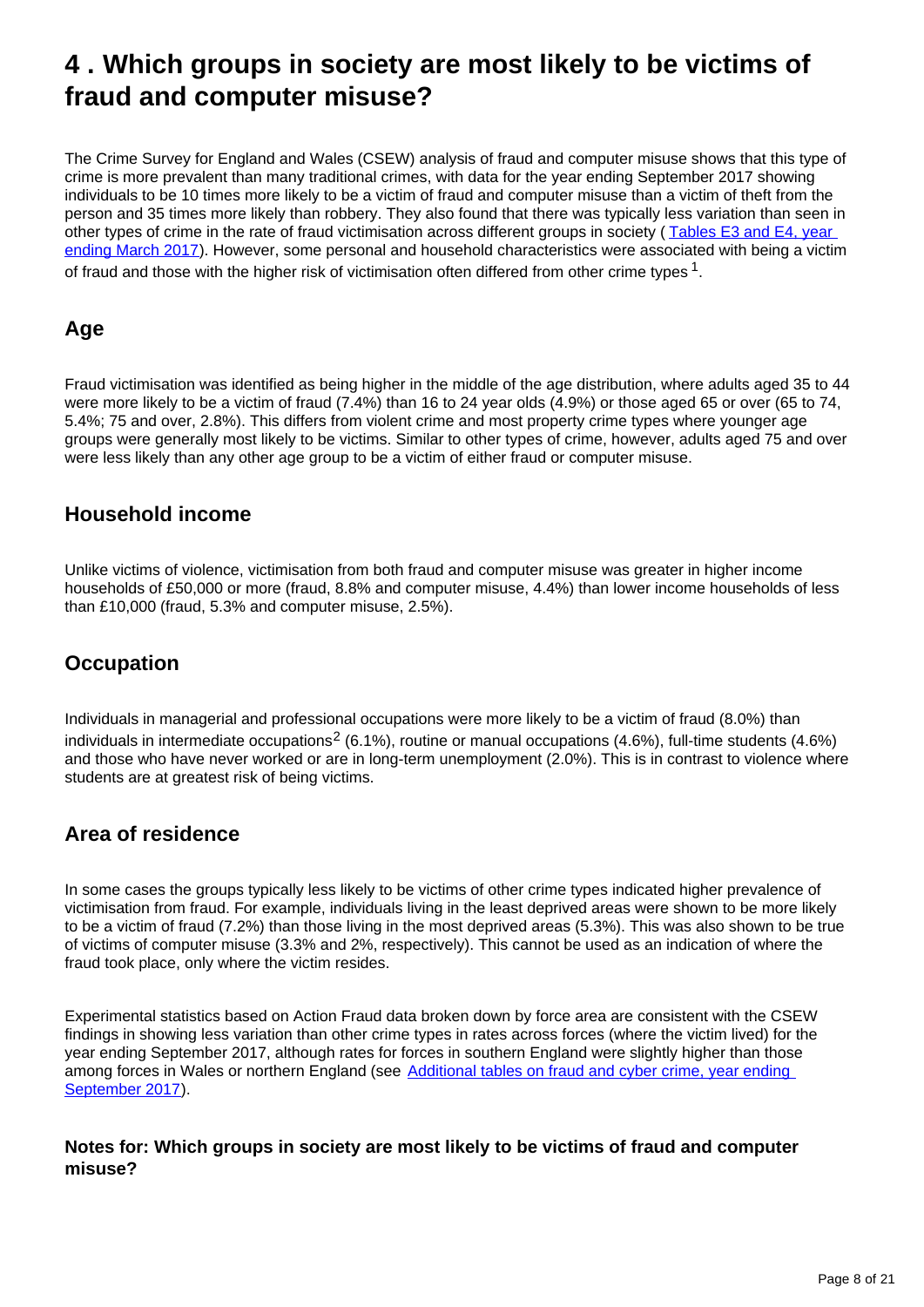# 4 . Which groups in society are most likely to be victims of fraud and computer misuse?

The Crime Survey for England and Wales (CSEW) analysis of fraud and computer misuse shows that this type of crime is more prevalent than many traditional crimes, with data for the year ending September 2017 showing individuals to be 10 times more likely to be a victim of fraud and computer misuse than a victim of theft from the person and 35 times more likely than robbery. They also found that there was typically less variation than seen in other types of crime in the rate of fraud victimisation across different groups in society ( Tables E3 and E4, year ending March 2017). However, some personal and household characteristics were associated with being a victim of fraud and those with the higher risk of victimisation often differed from other crime types [1].

## Age

Fraud victimisation was identified as being higher in the middle of the age distribution, where adults aged 35 to 44 were more likely to be a victim of fraud (7.4%) than 16 to 24 year olds (4.9%) or those aged 65 or over (65 to 74, 5.4%; 75 and over, 2.8%). This differs from violent crime and most property crime types where younger age groups were generally most likely to be victims. Similar to other types of crime, however, adults aged 75 and over were less likely than any other age group to be a victim of either fraud or computer misuse.

## Household income

Unlike victims of violence, victimisation from both fraud and computer misuse was greater in higher income households of £50,000 or more (fraud, 8.8% and computer misuse, 4.4%) than lower income households of less than £10,000 (fraud, 5.3% and computer misuse, 2.5%).

## Occupation

Individuals in managerial and professional occupations were more likely to be a victim of fraud (8.0%) than individuals in intermediate occupations[2] (6.1%), routine or manual occupations (4.6%), full-time students (4.6%) and those who have never worked or are in long-term unemployment (2.0%). This is in contrast to violence where students are at greatest risk of being victims.

## Area of residence

In some cases the groups typically less likely to be victims of other crime types indicated higher prevalence of victimisation from fraud. For example, individuals living in the least deprived areas were shown to be more likely to be a victim of fraud (7.2%) than those living in the most deprived areas (5.3%). This was also shown to be true of victims of computer misuse (3.3% and 2%, respectively). This cannot be used as an indication of where the fraud took place, only where the victim resides.

Experimental statistics based on Action Fraud data broken down by force area are consistent with the CSEW findings in showing less variation than other crime types in rates across forces (where the victim lived) for the year ending September 2017, although rates for forces in southern England were slightly higher than those among forces in Wales or northern England (see Additional tables on fraud and cyber crime, year ending September 2017).

### Notes for: Which groups in society are most likely to be victims of fraud and computer misuse?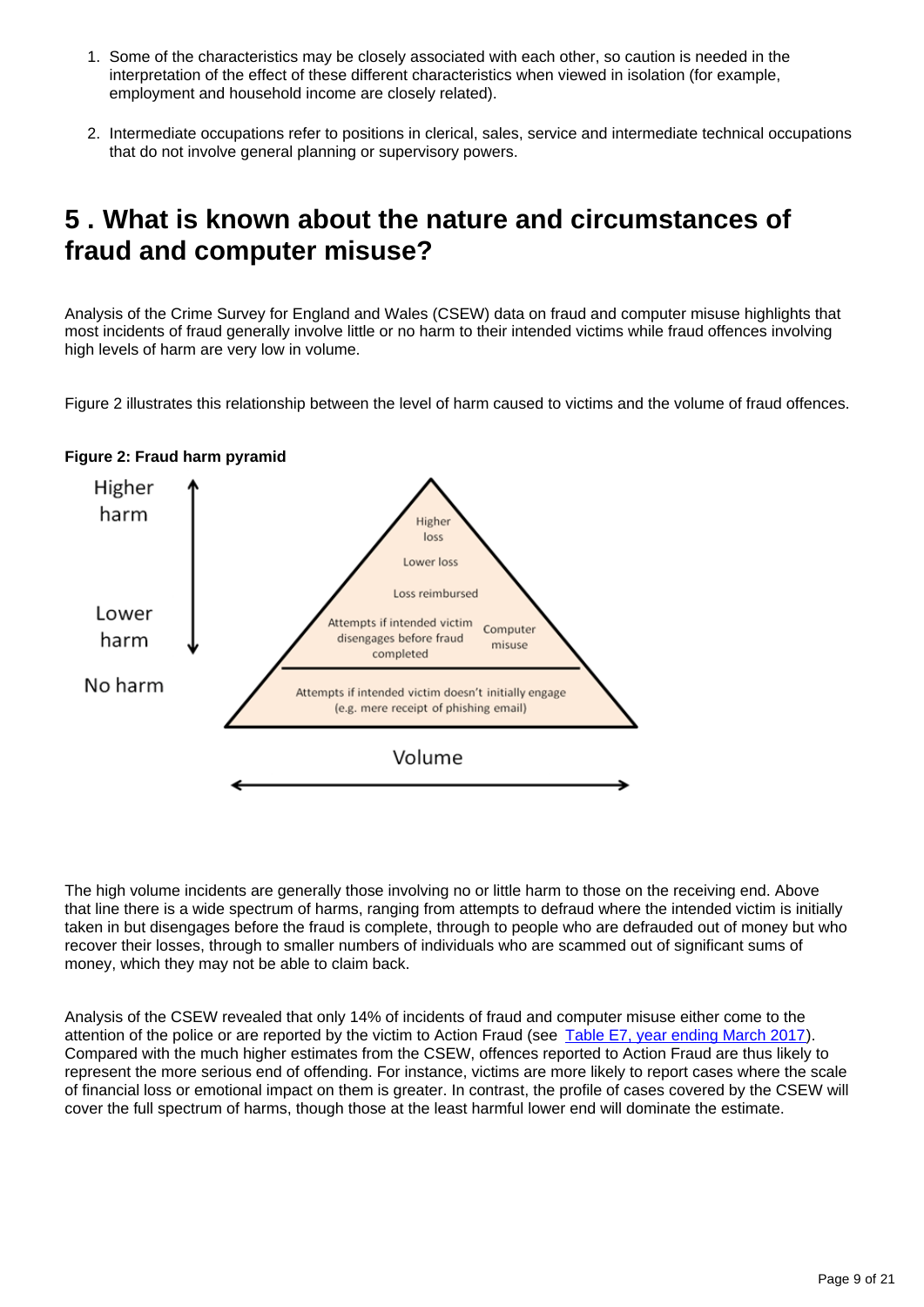1. Some of the characteristics may be closely associated with each other, so caution is needed in the interpretation of the effect of these different characteristics when viewed in isolation (for example, employment and household income are closely related).

2. Intermediate occupations refer to positions in clerical, sales, service and intermediate technical occupations that do not involve general planning or supervisory powers.

## 5 . What is known about the nature and circumstances of fraud and computer misuse?

Analysis of the Crime Survey for England and Wales (CSEW) data on fraud and computer misuse highlights that most incidents of fraud generally involve little or no harm to their intended victims while fraud offences involving high levels of harm are very low in volume.

Figure 2 illustrates this relationship between the level of harm caused to victims and the volume of fraud offences.

**Figure 2: Fraud harm pyramid**

Higher harm

Higher loss

Lower loss

Loss reimbursed

Lower harm

Attempts if intended victim disengages before fraud completed

Computer misuse

No harm

Attempts if intended victim doesn't initially engage (e.g. mere receipt of phishing email)

Volume

The high volume incidents are generally those involving no or little harm to those on the receiving end. Above that line there is a wide spectrum of harms, ranging from attempts to defraud where the intended victim is initially taken in but disengages before the fraud is complete, through to people who are defrauded out of money but who recover their losses, through to smaller numbers of individuals who are scammed out of significant sums of money, which they may not be able to claim back.

Analysis of the CSEW revealed that only 14% of incidents of fraud and computer misuse either come to the attention of the police or are reported by the victim to Action Fraud (see Table E7, year ending March 2017). Compared with the much higher estimates from the CSEW, offences reported to Action Fraud are thus likely to represent the more serious end of offending. For instance, victims are more likely to report cases where the scale of financial loss or emotional impact on them is greater. In contrast, the profile of cases covered by the CSEW will cover the full spectrum of harms, though those at the least harmful lower end will dominate the estimate.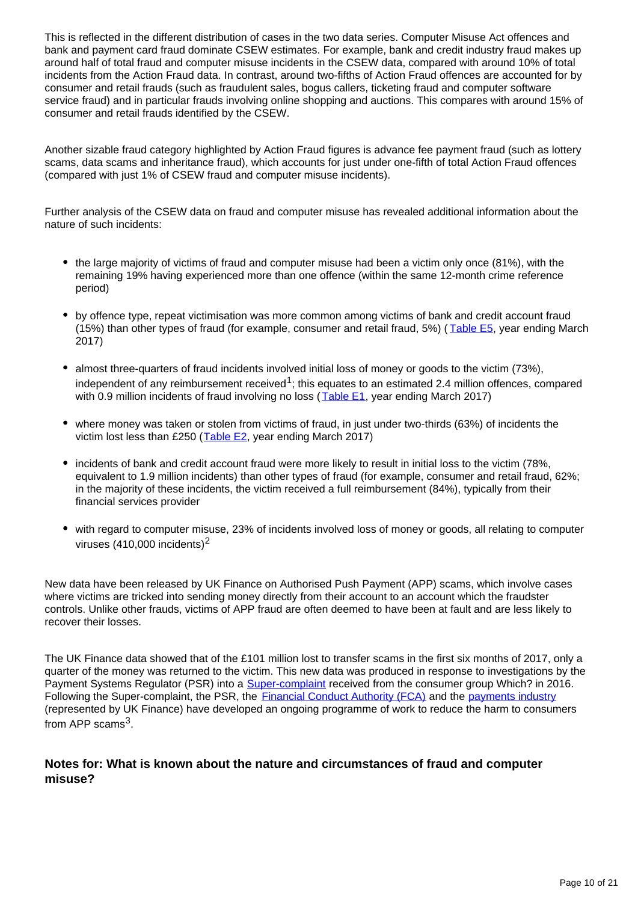This is reflected in the different distribution of cases in the two data series. Computer Misuse Act offences and bank and payment card fraud dominate CSEW estimates. For example, bank and credit industry fraud makes up around half of total fraud and computer misuse incidents in the CSEW data, compared with around 10% of total incidents from the Action Fraud data. In contrast, around two-fifths of Action Fraud offences are accounted for by consumer and retail frauds (such as fraudulent sales, bogus callers, ticketing fraud and computer software service fraud) and in particular frauds involving online shopping and auctions. This compares with around 15% of consumer and retail frauds identified by the CSEW.

Another sizable fraud category highlighted by Action Fraud figures is advance fee payment fraud (such as lottery scams, data scams and inheritance fraud), which accounts for just under one-fifth of total Action Fraud offences (compared with just 1% of CSEW fraud and computer misuse incidents).

Further analysis of the CSEW data on fraud and computer misuse has revealed additional information about the nature of such incidents:

- the large majority of victims of fraud and computer misuse had been a victim only once (81%), with the remaining 19% having experienced more than one offence (within the same 12-month crime reference period)
- by offence type, repeat victimisation was more common among victims of bank and credit account fraud (15%) than other types of fraud (for example, consumer and retail fraud, 5%) (Table E5, year ending March 2017)
- almost three-quarters of fraud incidents involved initial loss of money or goods to the victim (73%), independent of any reimbursement received[1]; this equates to an estimated 2.4 million offences, compared with 0.9 million incidents of fraud involving no loss (Table E1, year ending March 2017)
- where money was taken or stolen from victims of fraud, in just under two-thirds (63%) of incidents the victim lost less than £250 (Table E2, year ending March 2017)
- incidents of bank and credit account fraud were more likely to result in initial loss to the victim (78%, equivalent to 1.9 million incidents) than other types of fraud (for example, consumer and retail fraud, 62%; in the majority of these incidents, the victim received a full reimbursement (84%), typically from their financial services provider
- with regard to computer misuse, 23% of incidents involved loss of money or goods, all relating to computer viruses (410,000 incidents)[2]

New data have been released by UK Finance on Authorised Push Payment (APP) scams, which involve cases where victims are tricked into sending money directly from their account to an account which the fraudster controls. Unlike other frauds, victims of APP fraud are often deemed to have been at fault and are less likely to recover their losses.

The UK Finance data showed that of the £101 million lost to transfer scams in the first six months of 2017, only a quarter of the money was returned to the victim. This new data was produced in response to investigations by the Payment Systems Regulator (PSR) into a Super-complaint received from the consumer group Which? in 2016. Following the Super-complaint, the PSR, the Financial Conduct Authority (FCA) and the payments industry (represented by UK Finance) have developed an ongoing programme of work to reduce the harm to consumers from APP scams[3].

### Notes for: What is known about the nature and circumstances of fraud and computer misuse?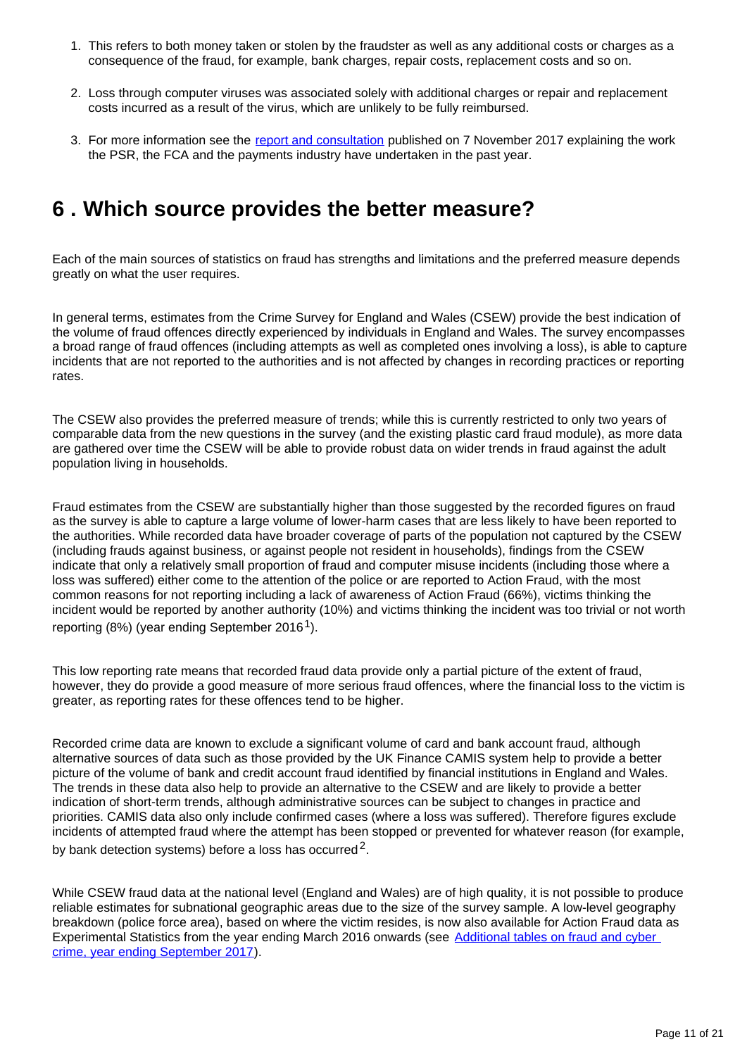1. This refers to both money taken or stolen by the fraudster as well as any additional costs or charges as a consequence of the fraud, for example, bank charges, repair costs, replacement costs and so on.

2. Loss through computer viruses was associated solely with additional charges or repair and replacement costs incurred as a result of the virus, which are unlikely to be fully reimbursed.

3. For more information see the [report and consultation](#) published on 7 November 2017 explaining the work the PSR, the FCA and the payments industry have undertaken in the past year.

## 6 . Which source provides the better measure?

Each of the main sources of statistics on fraud has strengths and limitations and the preferred measure depends greatly on what the user requires.

In general terms, estimates from the Crime Survey for England and Wales (CSEW) provide the best indication of the volume of fraud offences directly experienced by individuals in England and Wales. The survey encompasses a broad range of fraud offences (including attempts as well as completed ones involving a loss), is able to capture incidents that are not reported to the authorities and is not affected by changes in recording practices or reporting rates.

The CSEW also provides the preferred measure of trends; while this is currently restricted to only two years of comparable data from the new questions in the survey (and the existing plastic card fraud module), as more data are gathered over time the CSEW will be able to provide robust data on wider trends in fraud against the adult population living in households.

Fraud estimates from the CSEW are substantially higher than those suggested by the recorded figures on fraud as the survey is able to capture a large volume of lower-harm cases that are less likely to have been reported to the authorities. While recorded data have broader coverage of parts of the population not captured by the CSEW (including frauds against business, or against people not resident in households), findings from the CSEW indicate that only a relatively small proportion of fraud and computer misuse incidents (including those where a loss was suffered) either come to the attention of the police or are reported to Action Fraud, with the most common reasons for not reporting including a lack of awareness of Action Fraud (66%), victims thinking the incident would be reported by another authority (10%) and victims thinking the incident was too trivial or not worth reporting (8%) (year ending September 2016[1]).

This low reporting rate means that recorded fraud data provide only a partial picture of the extent of fraud, however, they do provide a good measure of more serious fraud offences, where the financial loss to the victim is greater, as reporting rates for these offences tend to be higher.

Recorded crime data are known to exclude a significant volume of card and bank account fraud, although alternative sources of data such as those provided by the UK Finance CAMIS system help to provide a better picture of the volume of bank and credit account fraud identified by financial institutions in England and Wales. The trends in these data also help to provide an alternative to the CSEW and are likely to provide a better indication of short-term trends, although administrative sources can be subject to changes in practice and priorities. CAMIS data also only include confirmed cases (where a loss was suffered). Therefore figures exclude incidents of attempted fraud where the attempt has been stopped or prevented for whatever reason (for example, by bank detection systems) before a loss has occurred[2].

While CSEW fraud data at the national level (England and Wales) are of high quality, it is not possible to produce reliable estimates for subnational geographic areas due to the size of the survey sample. A low-level geography breakdown (police force area), based on where the victim resides, is now also available for Action Fraud data as Experimental Statistics from the year ending March 2016 onwards (see [Additional tables on fraud and cyber crime, year ending September 2017](#)).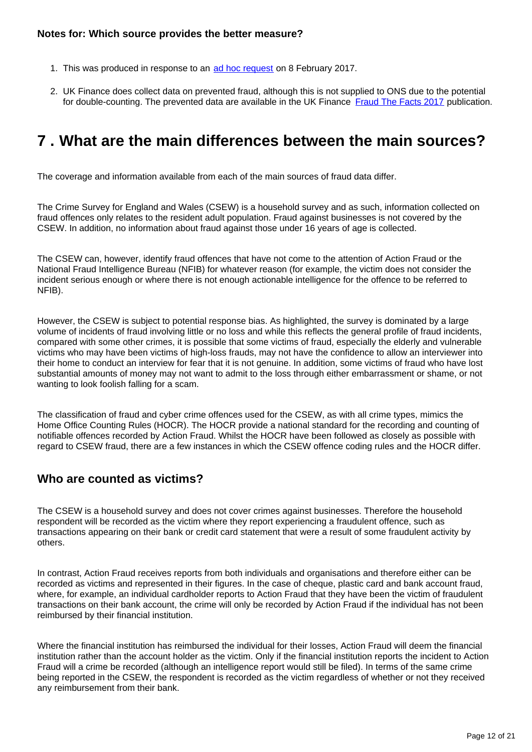**Notes for: Which source provides the better measure?**

1. This was produced in response to an [ad hoc request](#) on 8 February 2017.
2. UK Finance does collect data on prevented fraud, although this is not supplied to ONS due to the potential for double-counting. The prevented data are available in the UK Finance [Fraud The Facts 2017](#) publication.

# 7 . What are the main differences between the main sources?

The coverage and information available from each of the main sources of fraud data differ.

The Crime Survey for England and Wales (CSEW) is a household survey and as such, information collected on fraud offences only relates to the resident adult population. Fraud against businesses is not covered by the CSEW. In addition, no information about fraud against those under 16 years of age is collected.

The CSEW can, however, identify fraud offences that have not come to the attention of Action Fraud or the National Fraud Intelligence Bureau (NFIB) for whatever reason (for example, the victim does not consider the incident serious enough or where there is not enough actionable intelligence for the offence to be referred to NFIB).

However, the CSEW is subject to potential response bias. As highlighted, the survey is dominated by a large volume of incidents of fraud involving little or no loss and while this reflects the general profile of fraud incidents, compared with some other crimes, it is possible that some victims of fraud, especially the elderly and vulnerable victims who may have been victims of high-loss frauds, may not have the confidence to allow an interviewer into their home to conduct an interview for fear that it is not genuine. In addition, some victims of fraud who have lost substantial amounts of money may not want to admit to the loss through either embarrassment or shame, or not wanting to look foolish falling for a scam.

The classification of fraud and cyber crime offences used for the CSEW, as with all crime types, mimics the Home Office Counting Rules (HOCR). The HOCR provide a national standard for the recording and counting of notifiable offences recorded by Action Fraud. Whilst the HOCR have been followed as closely as possible with regard to CSEW fraud, there are a few instances in which the CSEW offence coding rules and the HOCR differ.

## Who are counted as victims?

The CSEW is a household survey and does not cover crimes against businesses. Therefore the household respondent will be recorded as the victim where they report experiencing a fraudulent offence, such as transactions appearing on their bank or credit card statement that were a result of some fraudulent activity by others.

In contrast, Action Fraud receives reports from both individuals and organisations and therefore either can be recorded as victims and represented in their figures. In the case of cheque, plastic card and bank account fraud, where, for example, an individual cardholder reports to Action Fraud that they have been the victim of fraudulent transactions on their bank account, the crime will only be recorded by Action Fraud if the individual has not been reimbursed by their financial institution.

Where the financial institution has reimbursed the individual for their losses, Action Fraud will deem the financial institution rather than the account holder as the victim. Only if the financial institution reports the incident to Action Fraud will a crime be recorded (although an intelligence report would still be filed). In terms of the same crime being reported in the CSEW, the respondent is recorded as the victim regardless of whether or not they received any reimbursement from their bank.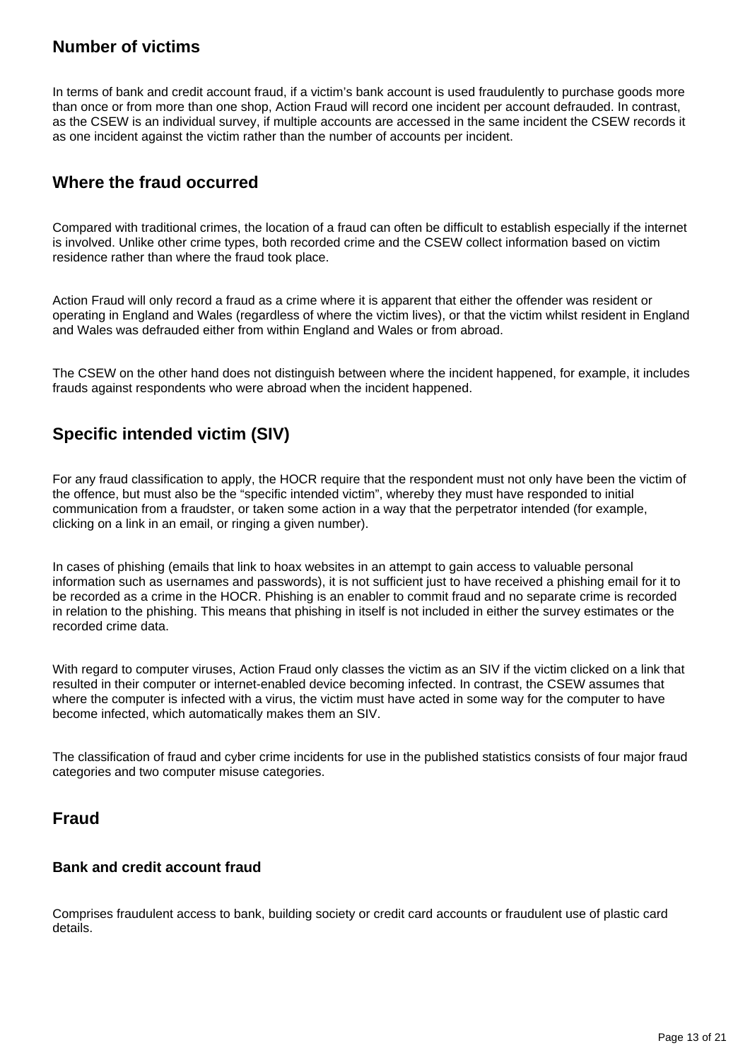## Number of victims

In terms of bank and credit account fraud, if a victim's bank account is used fraudulently to purchase goods more than once or from more than one shop, Action Fraud will record one incident per account defrauded. In contrast, as the CSEW is an individual survey, if multiple accounts are accessed in the same incident the CSEW records it as one incident against the victim rather than the number of accounts per incident.

## Where the fraud occurred

Compared with traditional crimes, the location of a fraud can often be difficult to establish especially if the internet is involved. Unlike other crime types, both recorded crime and the CSEW collect information based on victim residence rather than where the fraud took place.

Action Fraud will only record a fraud as a crime where it is apparent that either the offender was resident or operating in England and Wales (regardless of where the victim lives), or that the victim whilst resident in England and Wales was defrauded either from within England and Wales or from abroad.

The CSEW on the other hand does not distinguish between where the incident happened, for example, it includes frauds against respondents who were abroad when the incident happened.

## Specific intended victim (SIV)

For any fraud classification to apply, the HOCR require that the respondent must not only have been the victim of the offence, but must also be the "specific intended victim", whereby they must have responded to initial communication from a fraudster, or taken some action in a way that the perpetrator intended (for example, clicking on a link in an email, or ringing a given number).

In cases of phishing (emails that link to hoax websites in an attempt to gain access to valuable personal information such as usernames and passwords), it is not sufficient just to have received a phishing email for it to be recorded as a crime in the HOCR. Phishing is an enabler to commit fraud and no separate crime is recorded in relation to the phishing. This means that phishing in itself is not included in either the survey estimates or the recorded crime data.

With regard to computer viruses, Action Fraud only classes the victim as an SIV if the victim clicked on a link that resulted in their computer or internet-enabled device becoming infected. In contrast, the CSEW assumes that where the computer is infected with a virus, the victim must have acted in some way for the computer to have become infected, which automatically makes them an SIV.

The classification of fraud and cyber crime incidents for use in the published statistics consists of four major fraud categories and two computer misuse categories.

## Fraud

### Bank and credit account fraud

Comprises fraudulent access to bank, building society or credit card accounts or fraudulent use of plastic card details.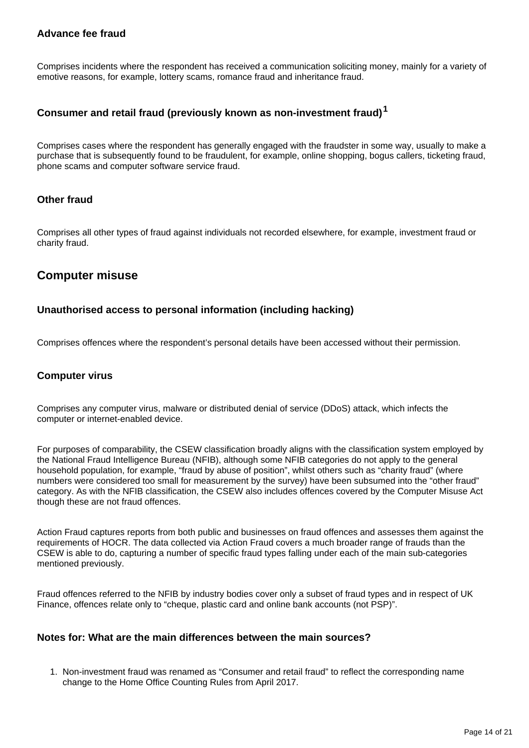### Advance fee fraud

Comprises incidents where the respondent has received a communication soliciting money, mainly for a variety of emotive reasons, for example, lottery scams, romance fraud and inheritance fraud.

### Consumer and retail fraud (previously known as non-investment fraud)[1]

Comprises cases where the respondent has generally engaged with the fraudster in some way, usually to make a purchase that is subsequently found to be fraudulent, for example, online shopping, bogus callers, ticketing fraud, phone scams and computer software service fraud.

### Other fraud

Comprises all other types of fraud against individuals not recorded elsewhere, for example, investment fraud or charity fraud.

## Computer misuse

### Unauthorised access to personal information (including hacking)

Comprises offences where the respondent's personal details have been accessed without their permission.

### Computer virus

Comprises any computer virus, malware or distributed denial of service (DDoS) attack, which infects the computer or internet-enabled device.

For purposes of comparability, the CSEW classification broadly aligns with the classification system employed by the National Fraud Intelligence Bureau (NFIB), although some NFIB categories do not apply to the general household population, for example, "fraud by abuse of position", whilst others such as "charity fraud" (where numbers were considered too small for measurement by the survey) have been subsumed into the "other fraud" category. As with the NFIB classification, the CSEW also includes offences covered by the Computer Misuse Act though these are not fraud offences.

Action Fraud captures reports from both public and businesses on fraud offences and assesses them against the requirements of HOCR. The data collected via Action Fraud covers a much broader range of frauds than the CSEW is able to do, capturing a number of specific fraud types falling under each of the main sub-categories mentioned previously.

Fraud offences referred to the NFIB by industry bodies cover only a subset of fraud types and in respect of UK Finance, offences relate only to "cheque, plastic card and online bank accounts (not PSP)".

### Notes for: What are the main differences between the main sources?

1. Non-investment fraud was renamed as "Consumer and retail fraud" to reflect the corresponding name change to the Home Office Counting Rules from April 2017.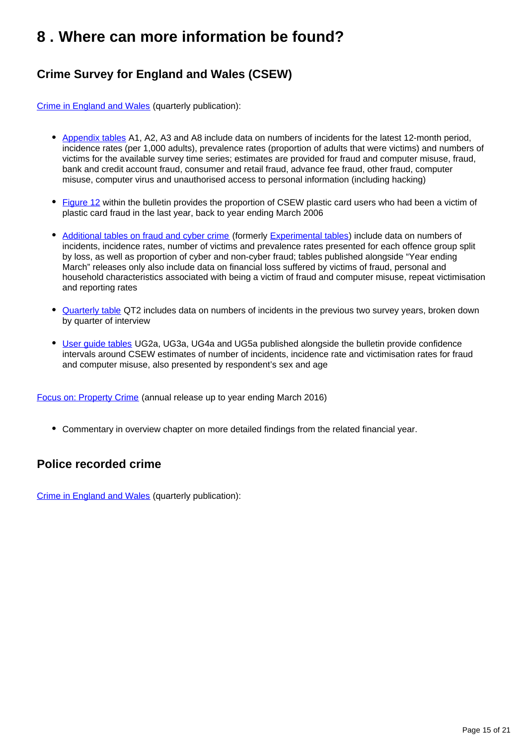# 8 . Where can more information be found?

## Crime Survey for England and Wales (CSEW)

Crime in England and Wales (quarterly publication):

- Appendix tables A1, A2, A3 and A8 include data on numbers of incidents for the latest 12-month period, incidence rates (per 1,000 adults), prevalence rates (proportion of adults that were victims) and numbers of victims for the available survey time series; estimates are provided for fraud and computer misuse, fraud, bank and credit account fraud, consumer and retail fraud, advance fee fraud, other fraud, computer misuse, computer virus and unauthorised access to personal information (including hacking)

- Figure 12 within the bulletin provides the proportion of CSEW plastic card users who had been a victim of plastic card fraud in the last year, back to year ending March 2006

- Additional tables on fraud and cyber crime (formerly Experimental tables) include data on numbers of incidents, incidence rates, number of victims and prevalence rates presented for each offence group split by loss, as well as proportion of cyber and non-cyber fraud; tables published alongside "Year ending March" releases only also include data on financial loss suffered by victims of fraud, personal and household characteristics associated with being a victim of fraud and computer misuse, repeat victimisation and reporting rates

- Quarterly table QT2 includes data on numbers of incidents in the previous two survey years, broken down by quarter of interview

- User guide tables UG2a, UG3a, UG4a and UG5a published alongside the bulletin provide confidence intervals around CSEW estimates of number of incidents, incidence rate and victimisation rates for fraud and computer misuse, also presented by respondent's sex and age

Focus on: Property Crime (annual release up to year ending March 2016)

- Commentary in overview chapter on more detailed findings from the related financial year.

## Police recorded crime

Crime in England and Wales (quarterly publication):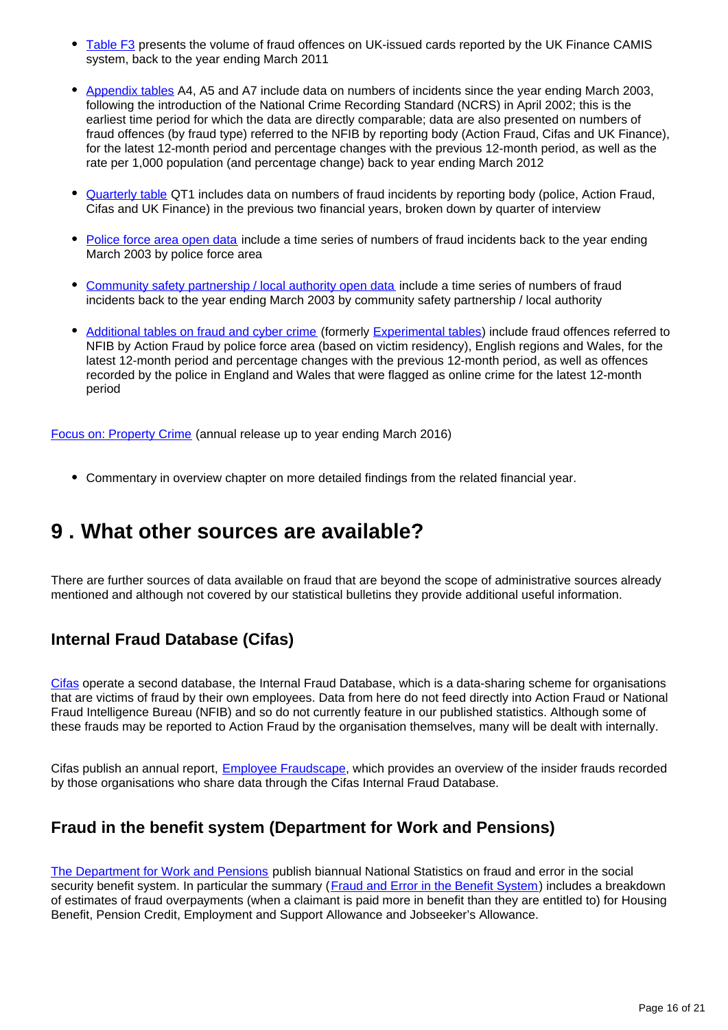- Table F3 presents the volume of fraud offences on UK-issued cards reported by the UK Finance CAMIS system, back to the year ending March 2011

- Appendix tables A4, A5 and A7 include data on numbers of incidents since the year ending March 2003, following the introduction of the National Crime Recording Standard (NCRS) in April 2002; this is the earliest time period for which the data are directly comparable; data are also presented on numbers of fraud offences (by fraud type) referred to the NFIB by reporting body (Action Fraud, Cifas and UK Finance), for the latest 12-month period and percentage changes with the previous 12-month period, as well as the rate per 1,000 population (and percentage change) back to year ending March 2012

- Quarterly table QT1 includes data on numbers of fraud incidents by reporting body (police, Action Fraud, Cifas and UK Finance) in the previous two financial years, broken down by quarter of interview

- Police force area open data include a time series of numbers of fraud incidents back to the year ending March 2003 by police force area

- Community safety partnership / local authority open data include a time series of numbers of fraud incidents back to the year ending March 2003 by community safety partnership / local authority

- Additional tables on fraud and cyber crime (formerly Experimental tables) include fraud offences referred to NFIB by Action Fraud by police force area (based on victim residency), English regions and Wales, for the latest 12-month period and percentage changes with the previous 12-month period, as well as offences recorded by the police in England and Wales that were flagged as online crime for the latest 12-month period

Focus on: Property Crime (annual release up to year ending March 2016)

- Commentary in overview chapter on more detailed findings from the related financial year.

## 9 . What other sources are available?

There are further sources of data available on fraud that are beyond the scope of administrative sources already mentioned and although not covered by our statistical bulletins they provide additional useful information.

### Internal Fraud Database (Cifas)

Cifas operate a second database, the Internal Fraud Database, which is a data-sharing scheme for organisations that are victims of fraud by their own employees. Data from here do not feed directly into Action Fraud or National Fraud Intelligence Bureau (NFIB) and so do not currently feature in our published statistics. Although some of these frauds may be reported to Action Fraud by the organisation themselves, many will be dealt with internally.

Cifas publish an annual report, Employee Fraudscape, which provides an overview of the insider frauds recorded by those organisations who share data through the Cifas Internal Fraud Database.

### Fraud in the benefit system (Department for Work and Pensions)

The Department for Work and Pensions publish biannual National Statistics on fraud and error in the social security benefit system. In particular the summary (Fraud and Error in the Benefit System) includes a breakdown of estimates of fraud overpayments (when a claimant is paid more in benefit than they are entitled to) for Housing Benefit, Pension Credit, Employment and Support Allowance and Jobseeker's Allowance.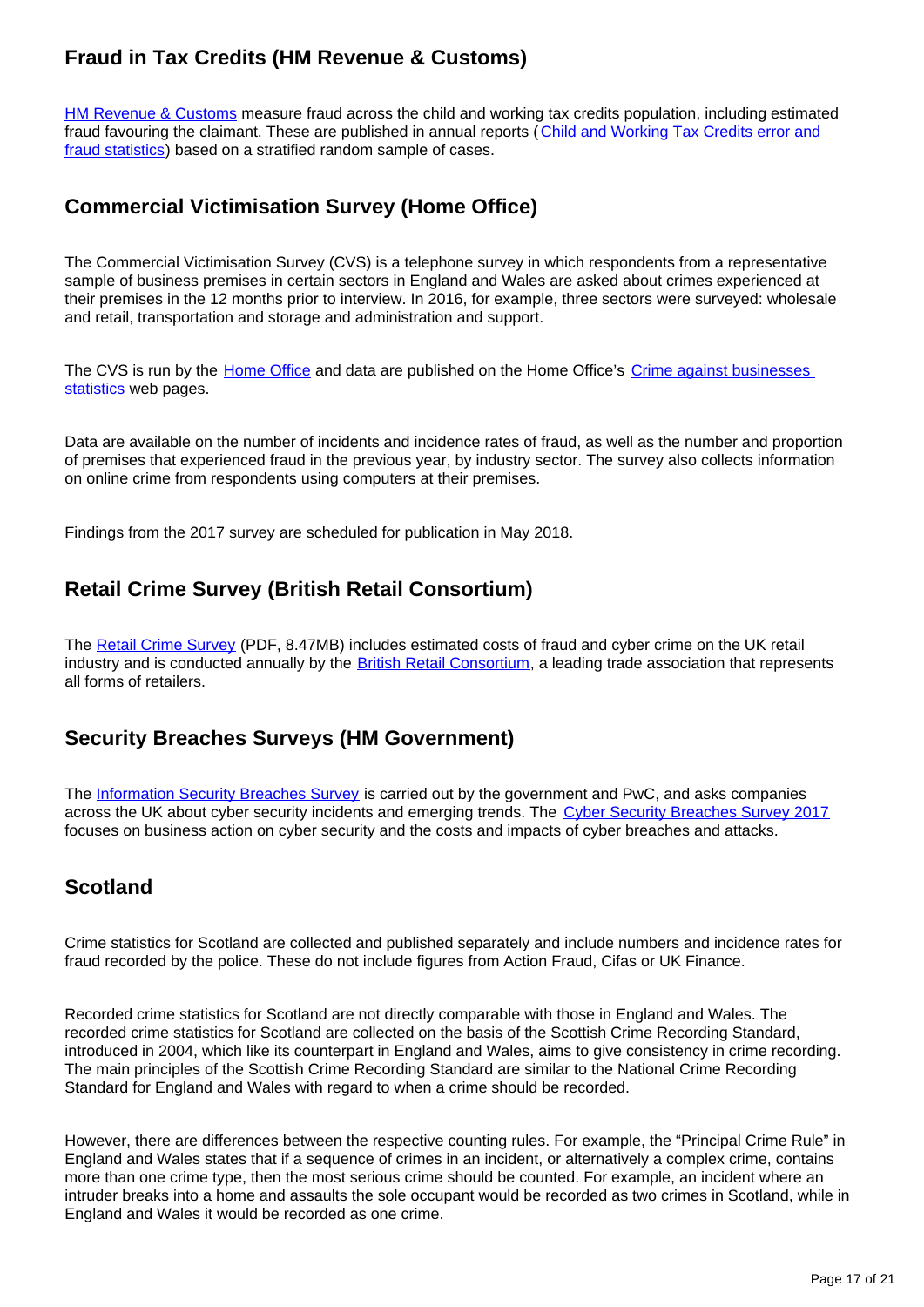## Fraud in Tax Credits (HM Revenue & Customs)

HM Revenue & Customs measure fraud across the child and working tax credits population, including estimated fraud favouring the claimant. These are published in annual reports (Child and Working Tax Credits error and fraud statistics) based on a stratified random sample of cases.

## Commercial Victimisation Survey (Home Office)

The Commercial Victimisation Survey (CVS) is a telephone survey in which respondents from a representative sample of business premises in certain sectors in England and Wales are asked about crimes experienced at their premises in the 12 months prior to interview. In 2016, for example, three sectors were surveyed: wholesale and retail, transportation and storage and administration and support.

The CVS is run by the Home Office and data are published on the Home Office's Crime against businesses statistics web pages.

Data are available on the number of incidents and incidence rates of fraud, as well as the number and proportion of premises that experienced fraud in the previous year, by industry sector. The survey also collects information on online crime from respondents using computers at their premises.

Findings from the 2017 survey are scheduled for publication in May 2018.

## Retail Crime Survey (British Retail Consortium)

The Retail Crime Survey (PDF, 8.47MB) includes estimated costs of fraud and cyber crime on the UK retail industry and is conducted annually by the British Retail Consortium, a leading trade association that represents all forms of retailers.

## Security Breaches Surveys (HM Government)

The Information Security Breaches Survey is carried out by the government and PwC, and asks companies across the UK about cyber security incidents and emerging trends. The Cyber Security Breaches Survey 2017 focuses on business action on cyber security and the costs and impacts of cyber breaches and attacks.

## Scotland

Crime statistics for Scotland are collected and published separately and include numbers and incidence rates for fraud recorded by the police. These do not include figures from Action Fraud, Cifas or UK Finance.

Recorded crime statistics for Scotland are not directly comparable with those in England and Wales. The recorded crime statistics for Scotland are collected on the basis of the Scottish Crime Recording Standard, introduced in 2004, which like its counterpart in England and Wales, aims to give consistency in crime recording. The main principles of the Scottish Crime Recording Standard are similar to the National Crime Recording Standard for England and Wales with regard to when a crime should be recorded.

However, there are differences between the respective counting rules. For example, the "Principal Crime Rule" in England and Wales states that if a sequence of crimes in an incident, or alternatively a complex crime, contains more than one crime type, then the most serious crime should be counted. For example, an incident where an intruder breaks into a home and assaults the sole occupant would be recorded as two crimes in Scotland, while in England and Wales it would be recorded as one crime.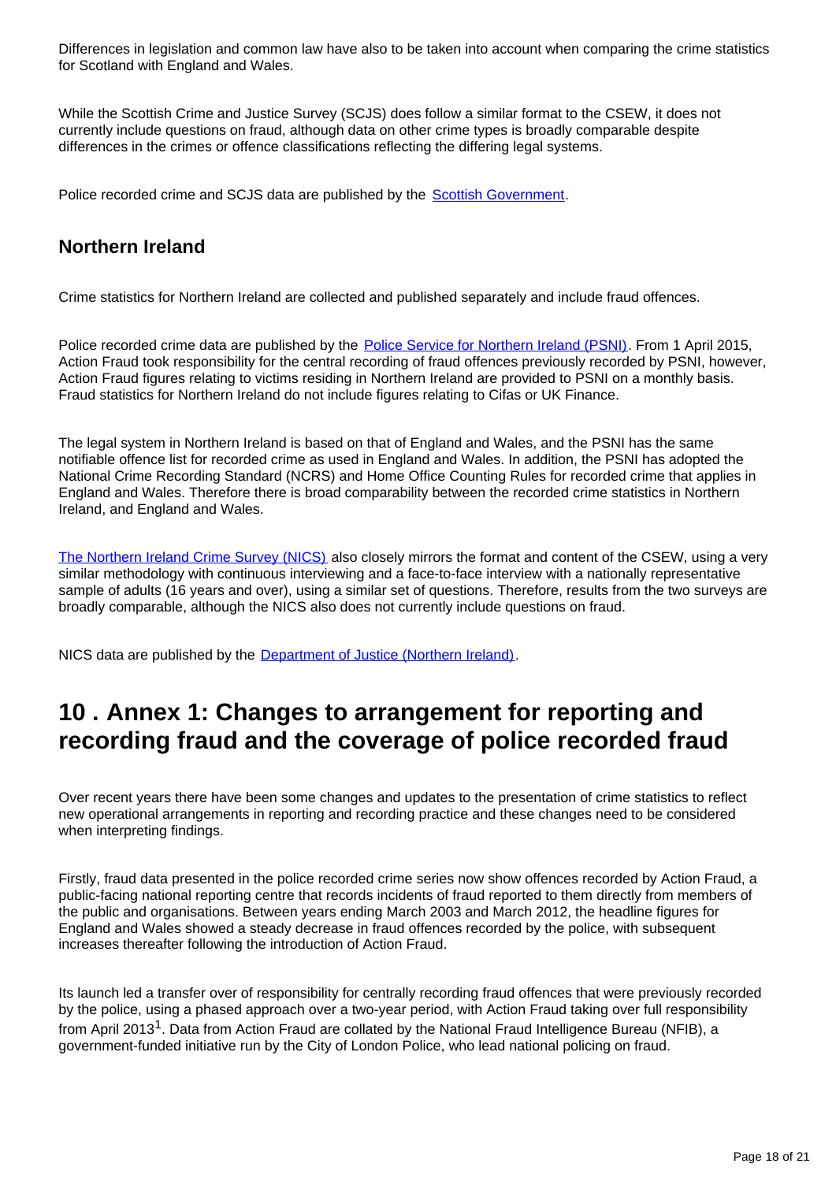Differences in legislation and common law have also to be taken into account when comparing the crime statistics for Scotland with England and Wales.

While the Scottish Crime and Justice Survey (SCJS) does follow a similar format to the CSEW, it does not currently include questions on fraud, although data on other crime types is broadly comparable despite differences in the crimes or offence classifications reflecting the differing legal systems.

Police recorded crime and SCJS data are published by the Scottish Government.

### Northern Ireland

Crime statistics for Northern Ireland are collected and published separately and include fraud offences.

Police recorded crime data are published by the Police Service for Northern Ireland (PSNI). From 1 April 2015, Action Fraud took responsibility for the central recording of fraud offences previously recorded by PSNI, however, Action Fraud figures relating to victims residing in Northern Ireland are provided to PSNI on a monthly basis. Fraud statistics for Northern Ireland do not include figures relating to Cifas or UK Finance.

The legal system in Northern Ireland is based on that of England and Wales, and the PSNI has the same notifiable offence list for recorded crime as used in England and Wales. In addition, the PSNI has adopted the National Crime Recording Standard (NCRS) and Home Office Counting Rules for recorded crime that applies in England and Wales. Therefore there is broad comparability between the recorded crime statistics in Northern Ireland, and England and Wales.

The Northern Ireland Crime Survey (NICS) also closely mirrors the format and content of the CSEW, using a very similar methodology with continuous interviewing and a face-to-face interview with a nationally representative sample of adults (16 years and over), using a similar set of questions. Therefore, results from the two surveys are broadly comparable, although the NICS also does not currently include questions on fraud.

NICS data are published by the Department of Justice (Northern Ireland).

## 10 . Annex 1: Changes to arrangement for reporting and recording fraud and the coverage of police recorded fraud

Over recent years there have been some changes and updates to the presentation of crime statistics to reflect new operational arrangements in reporting and recording practice and these changes need to be considered when interpreting findings.

Firstly, fraud data presented in the police recorded crime series now show offences recorded by Action Fraud, a public-facing national reporting centre that records incidents of fraud reported to them directly from members of the public and organisations. Between years ending March 2003 and March 2012, the headline figures for England and Wales showed a steady decrease in fraud offences recorded by the police, with subsequent increases thereafter following the introduction of Action Fraud.

Its launch led a transfer over of responsibility for centrally recording fraud offences that were previously recorded by the police, using a phased approach over a two-year period, with Action Fraud taking over full responsibility from April 2013[1]. Data from Action Fraud are collated by the National Fraud Intelligence Bureau (NFIB), a government-funded initiative run by the City of London Police, who lead national policing on fraud.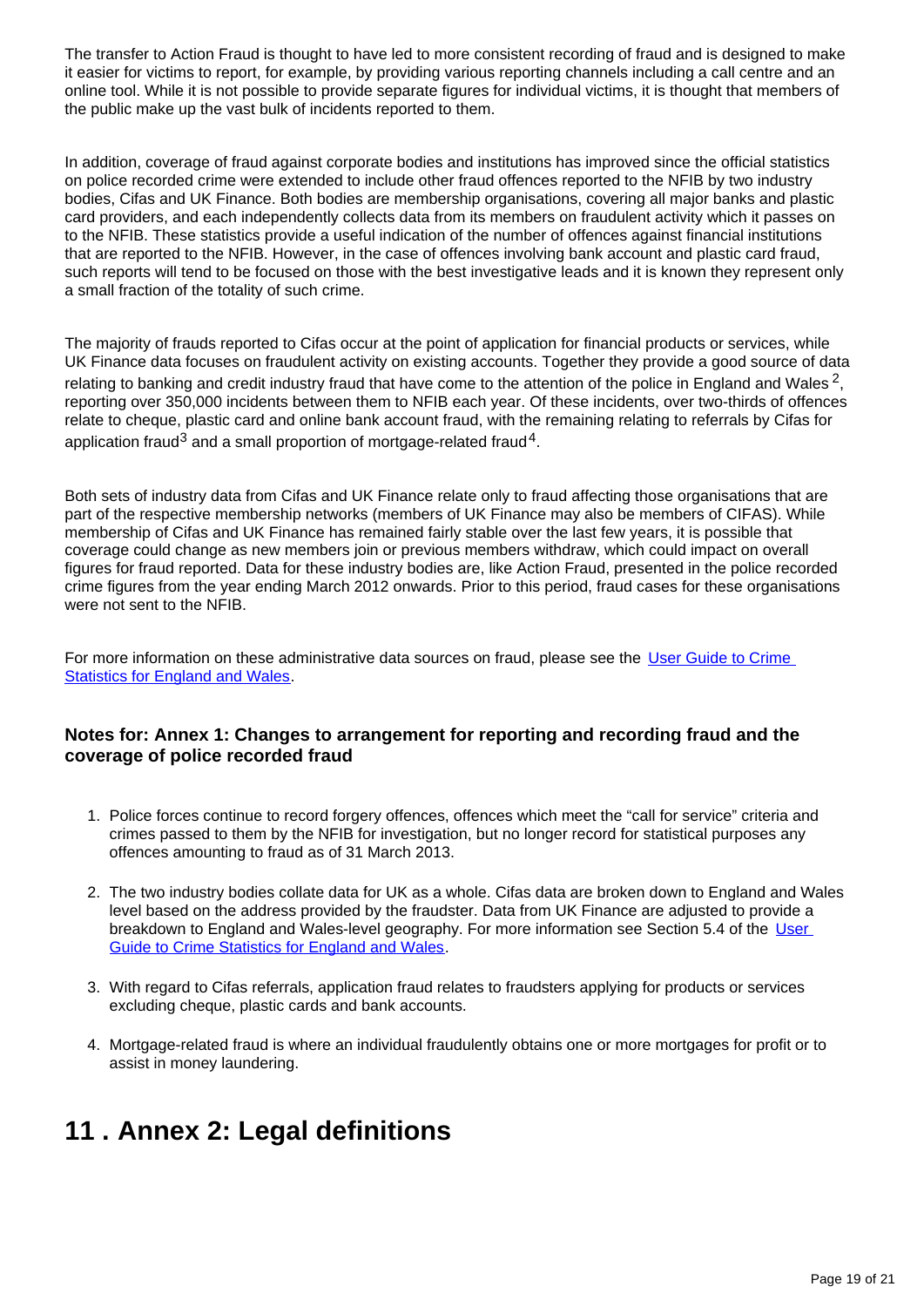The transfer to Action Fraud is thought to have led to more consistent recording of fraud and is designed to make it easier for victims to report, for example, by providing various reporting channels including a call centre and an online tool. While it is not possible to provide separate figures for individual victims, it is thought that members of the public make up the vast bulk of incidents reported to them.

In addition, coverage of fraud against corporate bodies and institutions has improved since the official statistics on police recorded crime were extended to include other fraud offences reported to the NFIB by two industry bodies, Cifas and UK Finance. Both bodies are membership organisations, covering all major banks and plastic card providers, and each independently collects data from its members on fraudulent activity which it passes on to the NFIB. These statistics provide a useful indication of the number of offences against financial institutions that are reported to the NFIB. However, in the case of offences involving bank account and plastic card fraud, such reports will tend to be focused on those with the best investigative leads and it is known they represent only a small fraction of the totality of such crime.

The majority of frauds reported to Cifas occur at the point of application for financial products or services, while UK Finance data focuses on fraudulent activity on existing accounts. Together they provide a good source of data relating to banking and credit industry fraud that have come to the attention of the police in England and Wales [2], reporting over 350,000 incidents between them to NFIB each year. Of these incidents, over two-thirds of offences relate to cheque, plastic card and online bank account fraud, with the remaining relating to referrals by Cifas for application fraud[3] and a small proportion of mortgage-related fraud[4].

Both sets of industry data from Cifas and UK Finance relate only to fraud affecting those organisations that are part of the respective membership networks (members of UK Finance may also be members of CIFAS). While membership of Cifas and UK Finance has remained fairly stable over the last few years, it is possible that coverage could change as new members join or previous members withdraw, which could impact on overall figures for fraud reported. Data for these industry bodies are, like Action Fraud, presented in the police recorded crime figures from the year ending March 2012 onwards. Prior to this period, fraud cases for these organisations were not sent to the NFIB.

For more information on these administrative data sources on fraud, please see the User Guide to Crime Statistics for England and Wales.

### Notes for: Annex 1: Changes to arrangement for reporting and recording fraud and the coverage of police recorded fraud

1. Police forces continue to record forgery offences, offences which meet the "call for service" criteria and crimes passed to them by the NFIB for investigation, but no longer record for statistical purposes any offences amounting to fraud as of 31 March 2013.

2. The two industry bodies collate data for UK as a whole. Cifas data are broken down to England and Wales level based on the address provided by the fraudster. Data from UK Finance are adjusted to provide a breakdown to England and Wales-level geography. For more information see Section 5.4 of the User Guide to Crime Statistics for England and Wales.

3. With regard to Cifas referrals, application fraud relates to fraudsters applying for products or services excluding cheque, plastic cards and bank accounts.

4. Mortgage-related fraud is where an individual fraudulently obtains one or more mortgages for profit or to assist in money laundering.

## 11 . Annex 2: Legal definitions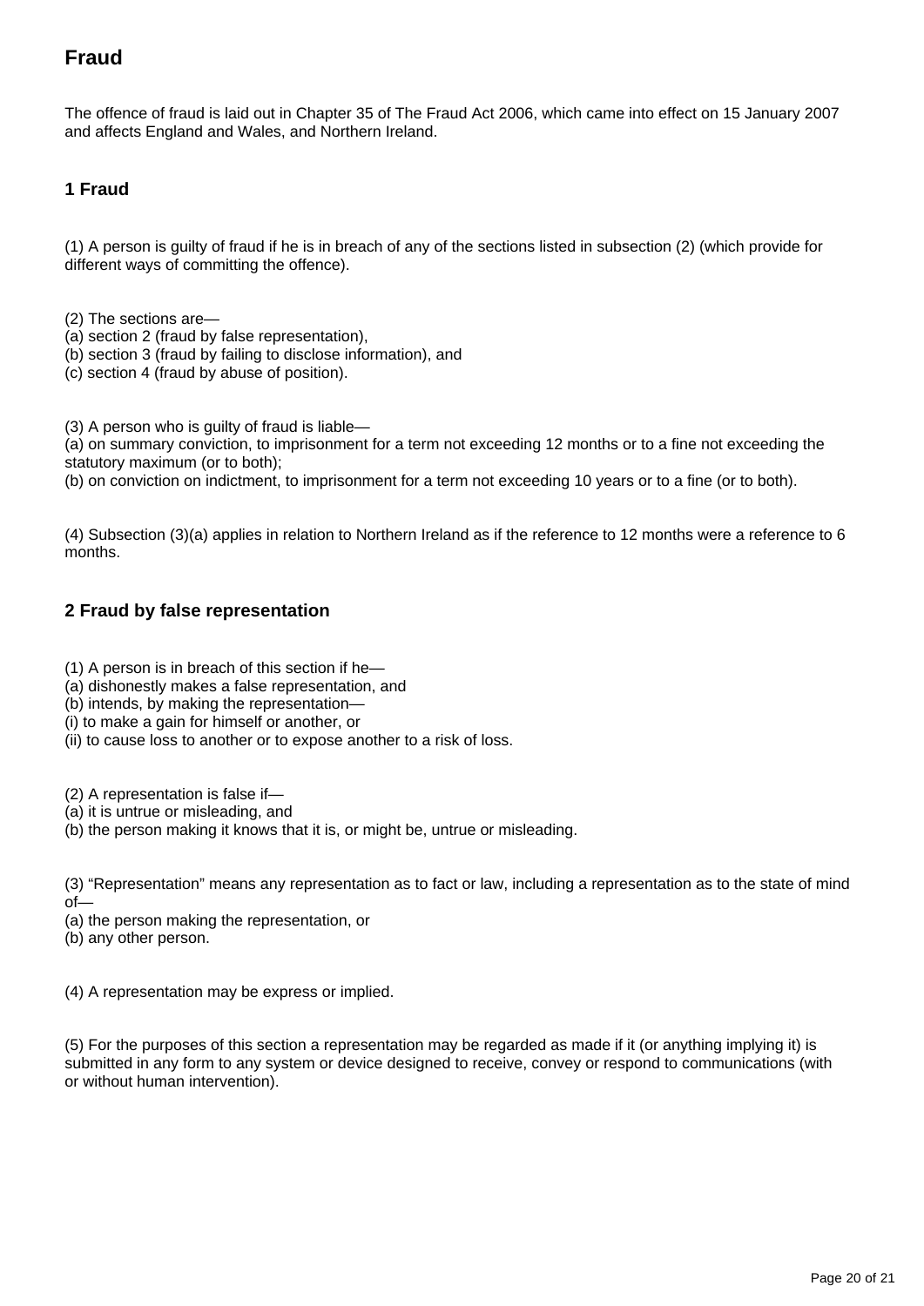## Fraud

The offence of fraud is laid out in Chapter 35 of The Fraud Act 2006, which came into effect on 15 January 2007 and affects England and Wales, and Northern Ireland.

### 1 Fraud

(1) A person is guilty of fraud if he is in breach of any of the sections listed in subsection (2) (which provide for different ways of committing the offence).

(2) The sections are—
(a) section 2 (fraud by false representation),
(b) section 3 (fraud by failing to disclose information), and
(c) section 4 (fraud by abuse of position).

(3) A person who is guilty of fraud is liable—
(a) on summary conviction, to imprisonment for a term not exceeding 12 months or to a fine not exceeding the statutory maximum (or to both);
(b) on conviction on indictment, to imprisonment for a term not exceeding 10 years or to a fine (or to both).

(4) Subsection (3)(a) applies in relation to Northern Ireland as if the reference to 12 months were a reference to 6 months.

### 2 Fraud by false representation

(1) A person is in breach of this section if he—
(a) dishonestly makes a false representation, and
(b) intends, by making the representation—
(i) to make a gain for himself or another, or
(ii) to cause loss to another or to expose another to a risk of loss.

(2) A representation is false if—
(a) it is untrue or misleading, and
(b) the person making it knows that it is, or might be, untrue or misleading.

(3) "Representation" means any representation as to fact or law, including a representation as to the state of mind of—
(a) the person making the representation, or
(b) any other person.

(4) A representation may be express or implied.

(5) For the purposes of this section a representation may be regarded as made if it (or anything implying it) is submitted in any form to any system or device designed to receive, convey or respond to communications (with or without human intervention).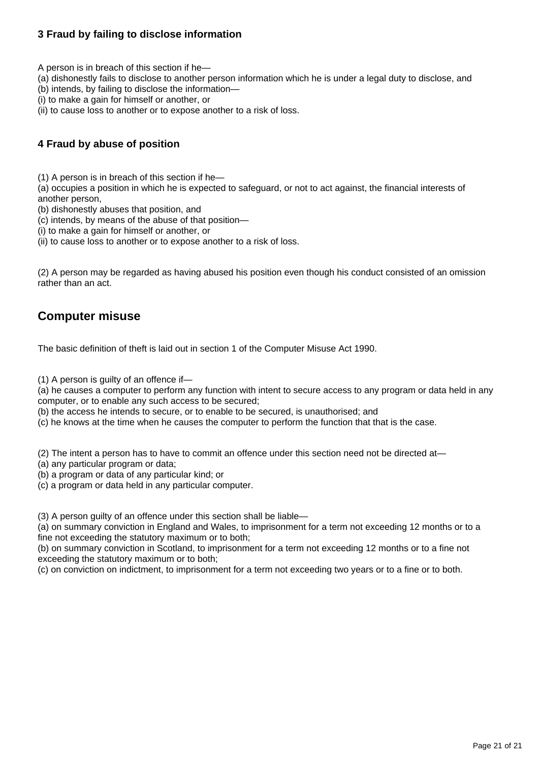### 3 Fraud by failing to disclose information

A person is in breach of this section if he—
(a) dishonestly fails to disclose to another person information which he is under a legal duty to disclose, and
(b) intends, by failing to disclose the information—
(i) to make a gain for himself or another, or
(ii) to cause loss to another or to expose another to a risk of loss.

### 4 Fraud by abuse of position

(1) A person is in breach of this section if he—
(a) occupies a position in which he is expected to safeguard, or not to act against, the financial interests of another person,
(b) dishonestly abuses that position, and
(c) intends, by means of the abuse of that position—
(i) to make a gain for himself or another, or
(ii) to cause loss to another or to expose another to a risk of loss.

(2) A person may be regarded as having abused his position even though his conduct consisted of an omission rather than an act.

## Computer misuse

The basic definition of theft is laid out in section 1 of the Computer Misuse Act 1990.

(1) A person is guilty of an offence if—
(a) he causes a computer to perform any function with intent to secure access to any program or data held in any computer, or to enable any such access to be secured;
(b) the access he intends to secure, or to enable to be secured, is unauthorised; and
(c) he knows at the time when he causes the computer to perform the function that that is the case.

(2) The intent a person has to have to commit an offence under this section need not be directed at—
(a) any particular program or data;
(b) a program or data of any particular kind; or
(c) a program or data held in any particular computer.

(3) A person guilty of an offence under this section shall be liable—
(a) on summary conviction in England and Wales, to imprisonment for a term not exceeding 12 months or to a fine not exceeding the statutory maximum or to both;
(b) on summary conviction in Scotland, to imprisonment for a term not exceeding 12 months or to a fine not exceeding the statutory maximum or to both;
(c) on conviction on indictment, to imprisonment for a term not exceeding two years or to a fine or to both.